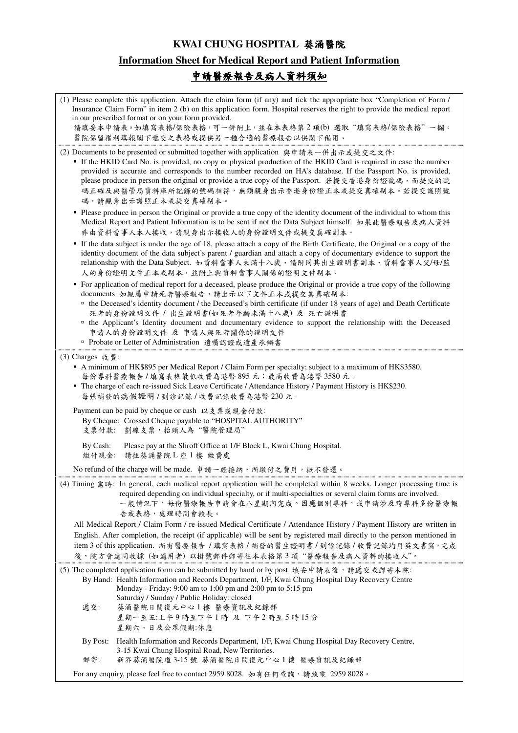# KWAI CHUNG HOSPITAL 葵涌醫院

## Information Sheet for Medical Report and Patient Information

## 申請醫療報告及病人資料須知

(1) Please complete this application. Attach the claim form (if any) and tick the appropriate box "Completion of Form / Insurance Claim Form" in item 2 (b) on this application form. Hospital reserves the right to provide the medical report in our prescribed format or on your form provided.
請填妥本申請表。如填寫表格/保險表格，可一併附上，並在本表格第 2 項(b) 選取"填寫表格/保險表格"一欄。醫院保留權利填報閣下遞交之表格或提供另一種合適的醫療報告以供閣下備用。

(2) Documents to be presented or submitted together with application 與申請表一併出示或提交之文件:

- If the HKID Card No. is provided, no copy or physical production of the HKID Card is required in case the number provided is accurate and corresponds to the number recorded on HA's database. If the Passport No. is provided, please produce in person the original or provide a true copy of the Passport. 若提交香港身份證號碼，而提交的號碼正確及與醫管局資料庫所記錄的號碼相符，無須親身出示香港身份證正本或提交真確副本。若提交護照號碼，請親身出示護照正本或提交真確副本。
- Please produce in person the Original or provide a true copy of the identity document of the individual to whom this Medical Report and Patient Information is to be sent if not the Data Subject himself. 如果此醫療報告及病人資料非由資料當事人本人接收，請親身出示接收人的身份證明文件或提交真確副本。
- If the data subject is under the age of 18, please attach a copy of the Birth Certificate, the Original or a copy of the identity document of the data subject's parent / guardian and attach a copy of documentary evidence to support the relationship with the Data Subject. 如資料當事人未滿十八歲，請附同其出生證明書副本、資料當事人父/母/監人的身份證明文件正本或副本，並附上與資料當事人關係的證明文件副本。
- For application of medical report for a deceased, please produce the Original or provide a true copy of the following documents 如親屬申請死者醫療報告，請出示以下文件正本或提交其真確副本:
  - the Deceased's identity document / the Deceased's birth certificate (if under 18 years of age) and Death Certificate 死者的身份證明文件 / 出生證明書(如死者年齡未滿十八歲) 及 死亡證明書
  - the Applicant's Identity document and documentary evidence to support the relationship with the Deceased 申請人的身份證明文件 及 申請人與死者關係的證明文件
  - Probate or Letter of Administration 遺囑認證或遺產承辦書

(3) Charges 收費:

- A minimum of HK$895 per Medical Report / Claim Form per specialty; subject to a maximum of HK$3580.
每份專科醫療報告 / 填寫表格最低收費為港幣 895 元；最高收費為港幣 3580 元。
- The charge of each re-issued Sick Leave Certificate / Attendance History / Payment History is HK$230.
每張補發的病假證明 / 到診記錄 / 收費記錄收費為港幣 230 元。

Payment can be paid by cheque or cash 以支票或現金付款:

By Cheque: Crossed Cheque payable to "HOSPITAL AUTHORITY"
支票付款: 劃線支票，抬頭人為"醫院管理局"

By Cash: Please pay at the Shroff Office at 1/F Block L, Kwai Chung Hospital.
繳付現金: 請往葵涌醫院 L 座 1 樓 繳費處

No refund of the charge will be made. 申請一經接納，所繳付之費用，概不發還。

(4) Timing 需時: In general, each medical report application will be completed within 8 weeks. Longer processing time is required depending on individual specialty, or if multi-specialties or several claim forms are involved.
一般情況下，每份醫療報告申請會在八星期內完成。因應個別專科，或申請涉及跨專科多份醫療報告或表格，處理時間會較長。

All Medical Report / Claim Form / re-issued Medical Certificate / Attendance History / Payment History are written in English. After completion, the receipt (if applicable) will be sent by registered mail directly to the person mentioned in item 3 of this application. 所有醫療報告 / 填寫表格 / 補發的醫生證明書 / 到診記錄 / 收費記錄均用英文書寫。完成後，院方會連同收據 (如適用者) 以掛號郵件郵寄往本表格第 3 項"醫療報告及病人資料的接收人"。

(5) The completed application form can be submitted by hand or by post 填妥申請表後，請遞交或郵寄本院:

By Hand: Health Information and Records Department, 1/F, Kwai Chung Hospital Day Recovery Centre
Monday - Friday: 9:00 am to 1:00 pm and 2:00 pm to 5:15 pm
Saturday / Sunday / Public Holiday: closed

遞交: 葵涌醫院日間復元中心 1 樓 醫療資訊及紀錄部
星期一至五:上午 9 時至下午 1 時 及 下午 2 時至 5 時 15 分
星期六、日及公眾假期:休息

By Post: Health Information and Records Department, 1/F, Kwai Chung Hospital Day Recovery Centre, 3-15 Kwai Chung Hospital Road, New Territories.

郵寄: 新界葵涌醫院道 3-15 號 葵涌醫院日間復元中心 1 樓 醫療資訊及紀錄部

For any enquiry, please feel free to contact 2959 8028. 如有任何查詢，請致電 2959 8028。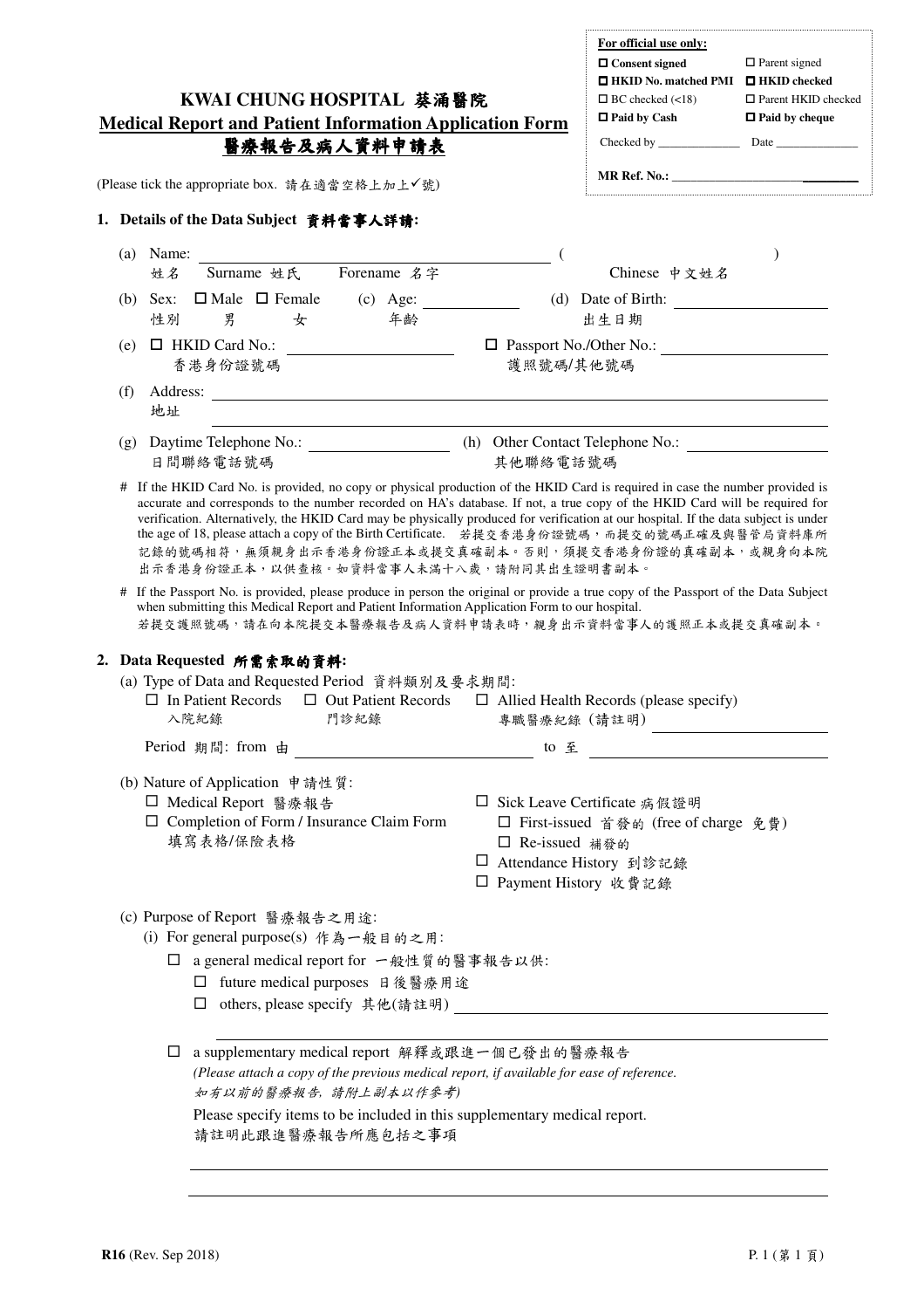**For official use only:**
☐ **Consent signed** ☐ Parent signed
☐ **HKID No. matched PMI** ☐ **HKID checked**
☐ BC checked (<18) ☐ Parent HKID checked
☐ **Paid by Cash** ☐ **Paid by cheque**
Checked by ______________ Date ______________

**MR Ref. No.:** ______________________________

# KWAI CHUNG HOSPITAL 葵涌醫院
## Medical Report and Patient Information Application Form
## 醫療報告及病人資料申請表

(Please tick the appropriate box. 請在適當空格上加上✓號)

### 1. Details of the Data Subject 資料當事人詳情:

(a) Name: ______________________________ ( ______________ )
姓名 Surname 姓氏 Forename 名字 Chinese 中文姓名

(b) Sex: ☐ Male ☐ Female (c) Age: __________ (d) Date of Birth: ______________
性別 男 女 年齡 出生日期

(e) ☐ HKID Card No.: ______________ ☐ Passport No./Other No.: ______________
香港身份證號碼 護照號碼/其他號碼

(f) Address: ____________________________________________
地址
____________________________________________

(g) Daytime Telephone No.: ______________ (h) Other Contact Telephone No.: ______________
日間聯絡電話號碼 其他聯絡電話號碼

\# If the HKID Card No. is provided, no copy or physical production of the HKID Card is required in case the number provided is accurate and corresponds to the number recorded on HA's database. If not, a true copy of the HKID Card will be required for verification. Alternatively, the HKID Card may be physically produced for verification at our hospital. If the data subject is under the age of 18, please attach a copy of the Birth Certificate. 若提交香港身份證號碼，而提交的號碼正確及與醫管局資料庫所記錄的號碼相符，無須親身出示香港身份證正本或提交真確副本。否則，須提交香港身份證的真確副本，或親身向本院出示香港身份證正本，以供查核。如資料當事人未滿十八歲，請附同其出生證明書副本。

\# If the Passport No. is provided, please produce in person the original or provide a true copy of the Passport of the Data Subject when submitting this Medical Report and Patient Information Application Form to our hospital.
若提交護照號碼，請在向本院提交本醫療報告及病人資料申請表時，親身出示資料當事人的護照正本或提交真確副本。

### 2. Data Requested 所需索取的資料:

(a) Type of Data and Requested Period 資料類別及要求期間:

☐ In Patient Records 入院紀錄 ☐ Out Patient Records 門診紀錄 ☐ Allied Health Records (please specify) 專職醫療紀錄 (請註明) ______________

Period 期間: from 由 ______________ to 至 ______________

(b) Nature of Application 申請性質:

☐ Medical Report 醫療報告
☐ Completion of Form / Insurance Claim Form 填寫表格/保險表格
☐ Sick Leave Certificate 病假證明
  ☐ First-issued 首發的 (free of charge 免費)
  ☐ Re-issued 補發的
☐ Attendance History 到診記錄
☐ Payment History 收費記錄

(c) Purpose of Report 醫療報告之用途:

(i) For general purpose(s) 作為一般目的之用:

☐ a general medical report for 一般性質的醫事報告以供:
  ☐ future medical purposes 日後醫療用途
  ☐ others, please specify 其他(請註明) ______________
  ____________________________________________

☐ a supplementary medical report 解釋或跟進一個已發出的醫療報告
*(Please attach a copy of the previous medical report, if available for ease of reference.*
*如有以前的醫療報告，請附上副本以作參考)*

Please specify items to be included in this supplementary medical report.
請註明此跟進醫療報告所應包括之事項

____________________________________________

____________________________________________

R16 (Rev. Sep 2018)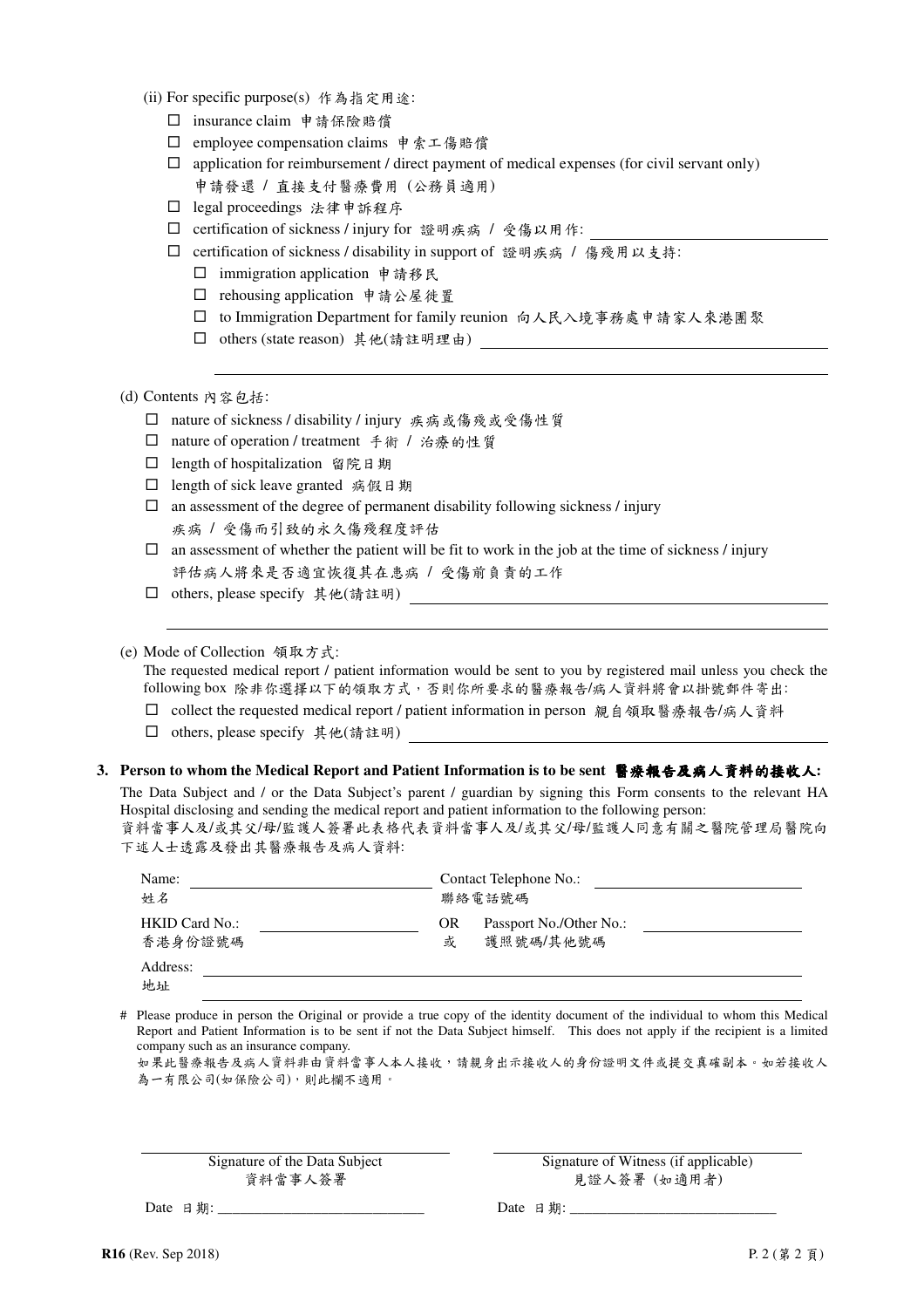(ii) For specific purpose(s) 作為指定用途:

- ☐ insurance claim 申請保險賠償
- ☐ employee compensation claims 申索工傷賠償
- ☐ application for reimbursement / direct payment of medical expenses (for civil servant only) 申請發還 / 直接支付醫療費用 (公務員適用)
- ☐ legal proceedings 法律申訴程序
- ☐ certification of sickness / injury for 證明疾病 / 受傷以用作: ____________________
- ☐ certification of sickness / disability in support of 證明疾病 / 傷殘用以支持:
  - ☐ immigration application 申請移民
  - ☐ rehousing application 申請公屋徙置
  - ☐ to Immigration Department for family reunion 向人民入境事務處申請家人來港團聚
  - ☐ others (state reason) 其他(請註明理由) ____________________

____________________________________________

(d) Contents 內容包括:

- ☐ nature of sickness / disability / injury 疾病或傷殘或受傷性質
- ☐ nature of operation / treatment 手術 / 治療的性質
- ☐ length of hospitalization 留院日期
- ☐ length of sick leave granted 病假日期
- ☐ an assessment of the degree of permanent disability following sickness / injury 疾病 / 受傷而引致的永久傷殘程度評估
- ☐ an assessment of whether the patient will be fit to work in the job at the time of sickness / injury 評估病人將來是否適宜恢復其在患病 / 受傷前負責的工作
- ☐ others, please specify 其他(請註明) ____________________

____________________________________________

(e) Mode of Collection 領取方式:

The requested medical report / patient information would be sent to you by registered mail unless you check the following box 除非你選擇以下的領取方式，否則你所要求的醫療報告/病人資料將會以掛號郵件寄出:

- ☐ collect the requested medical report / patient information in person 親自領取醫療報告/病人資料
- ☐ others, please specify 其他(請註明) ____________________

## 3. Person to whom the Medical Report and Patient Information is to be sent 醫療報告及病人資料的接收人:

The Data Subject and / or the Data Subject's parent / guardian by signing this Form consents to the relevant HA Hospital disclosing and sending the medical report and patient information to the following person:

資料當事人及/或其父/母/監護人簽署此表格代表資料當事人及/或其父/母/監護人同意有關之醫院管理局醫院向下述人士透露及發出其醫療報告及病人資料:

Name: 姓名 ____________________ Contact Telephone No.: 聯絡電話號碼 ____________________

HKID Card No.: 香港身份證號碼 ____________________ OR 或 Passport No./Other No.: 護照號碼/其他號碼 ____________________

Address: 地址 ____________________________________________

____________________________________________

\# Please produce in person the Original or provide a true copy of the identity document of the individual to whom this Medical Report and Patient Information is to be sent if not the Data Subject himself. This does not apply if the recipient is a limited company such as an insurance company.

如果此醫療報告及病人資料非由資料當事人本人接收，請親身出示接收人的身份證明文件或提交真確副本。如若接收人為一有限公司(如保險公司)，則此欄不適用。

____________________ Signature of the Data Subject 資料當事人簽署

Date 日期: ____________________

____________________ Signature of Witness (if applicable) 見證人簽署 (如適用者)

Date 日期: ____________________

**R16** (Rev. Sep 2018)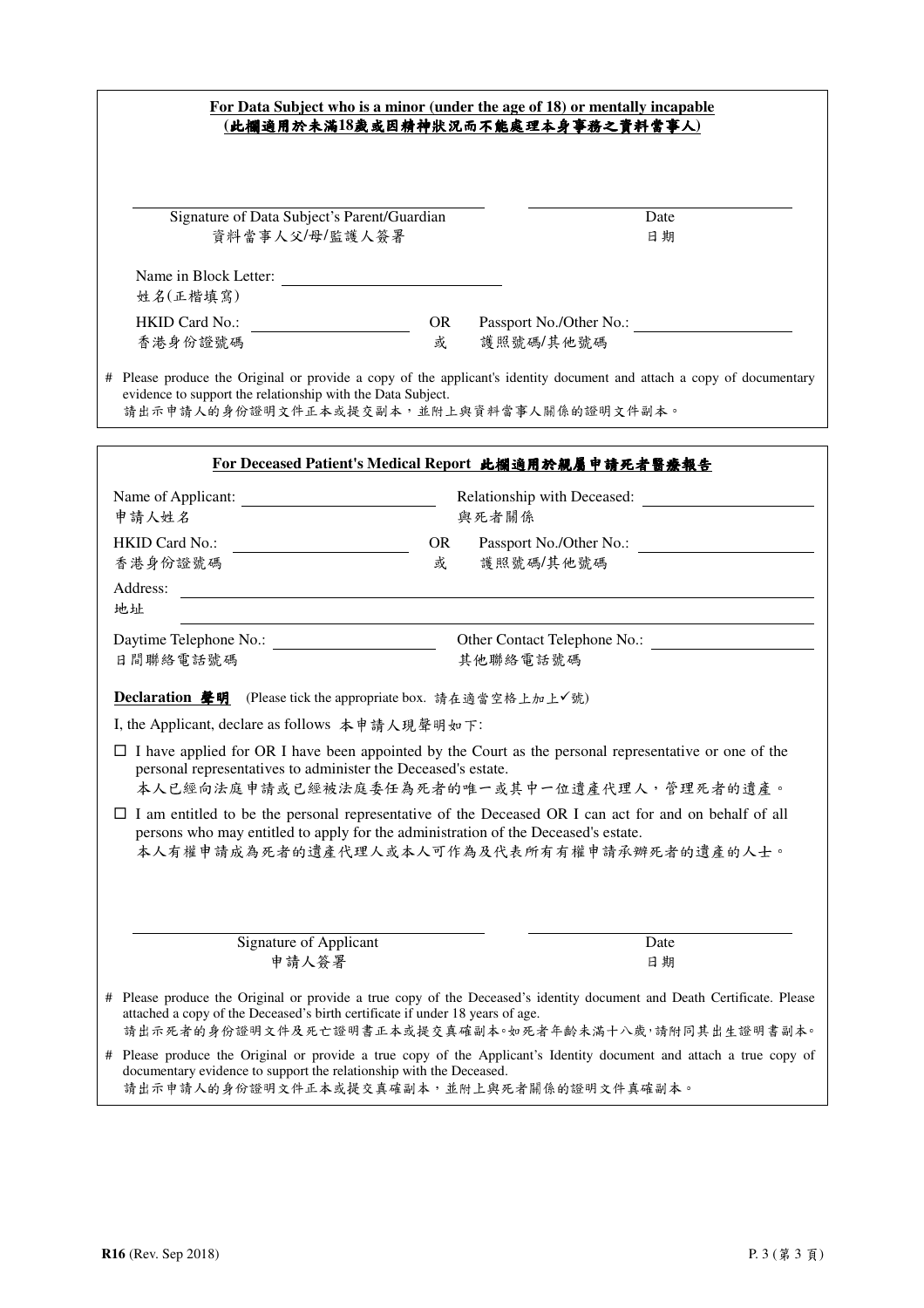**For Data Subject who is a minor (under the age of 18) or mentally incapable**
**(此欄適用於未滿18歲或因精神狀況而不能處理本身事務之資料當事人)**

Signature of Data Subject's Parent/Guardian
資料當事人父/母/監護人簽署

Date
日期

Name in Block Letter:
姓名(正楷填寫)

HKID Card No.: ____________ OR 或 Passport No./Other No.: ____________
香港身份證號碼 護照號碼/其他號碼

\# Please produce the Original or provide a copy of the applicant's identity document and attach a copy of documentary evidence to support the relationship with the Data Subject.
請出示申請人的身份證明文件正本或提交副本，並附上與資料當事人關係的證明文件副本。

---

**For Deceased Patient's Medical Report 此欄適用於親屬申請死者醫療報告**

Name of Applicant: ____________ Relationship with Deceased: ____________
申請人姓名 與死者關係

HKID Card No.: ____________ OR 或 Passport No./Other No.: ____________
香港身份證號碼 護照號碼/其他號碼

Address:
地址

Daytime Telephone No.: ____________ Other Contact Telephone No.: ____________
日間聯絡電話號碼 其他聯絡電話號碼

**Declaration 聲明** (Please tick the appropriate box. 請在適當空格上加上✓號)

I, the Applicant, declare as follows 本申請人現聲明如下:

☐ I have applied for OR I have been appointed by the Court as the personal representative or one of the personal representatives to administer the Deceased's estate.
本人已經向法庭申請或已經被法庭委任為死者的唯一或其中一位遺產代理人，管理死者的遺產。

☐ I am entitled to be the personal representative of the Deceased OR I can act for and on behalf of all persons who may entitled to apply for the administration of the Deceased's estate.
本人有權申請成為死者的遺產代理人或本人可作為及代表所有有權申請承辦死者的遺產的人士。

Signature of Applicant
申請人簽署

Date
日期

\# Please produce the Original or provide a true copy of the Deceased's identity document and Death Certificate. Please attached a copy of the Deceased's birth certificate if under 18 years of age.
請出示死者的身份證明文件及死亡證明書正本或提交真確副本。如死者年齡未滿十八歲，請附同其出生證明書副本。

\# Please produce the Original or provide a true copy of the Applicant's Identity document and attach a true copy of documentary evidence to support the relationship with the Deceased.
請出示申請人的身份證明文件正本或提交真確副本，並附上與死者關係的證明文件真確副本。

**R16** (Rev. Sep 2018)